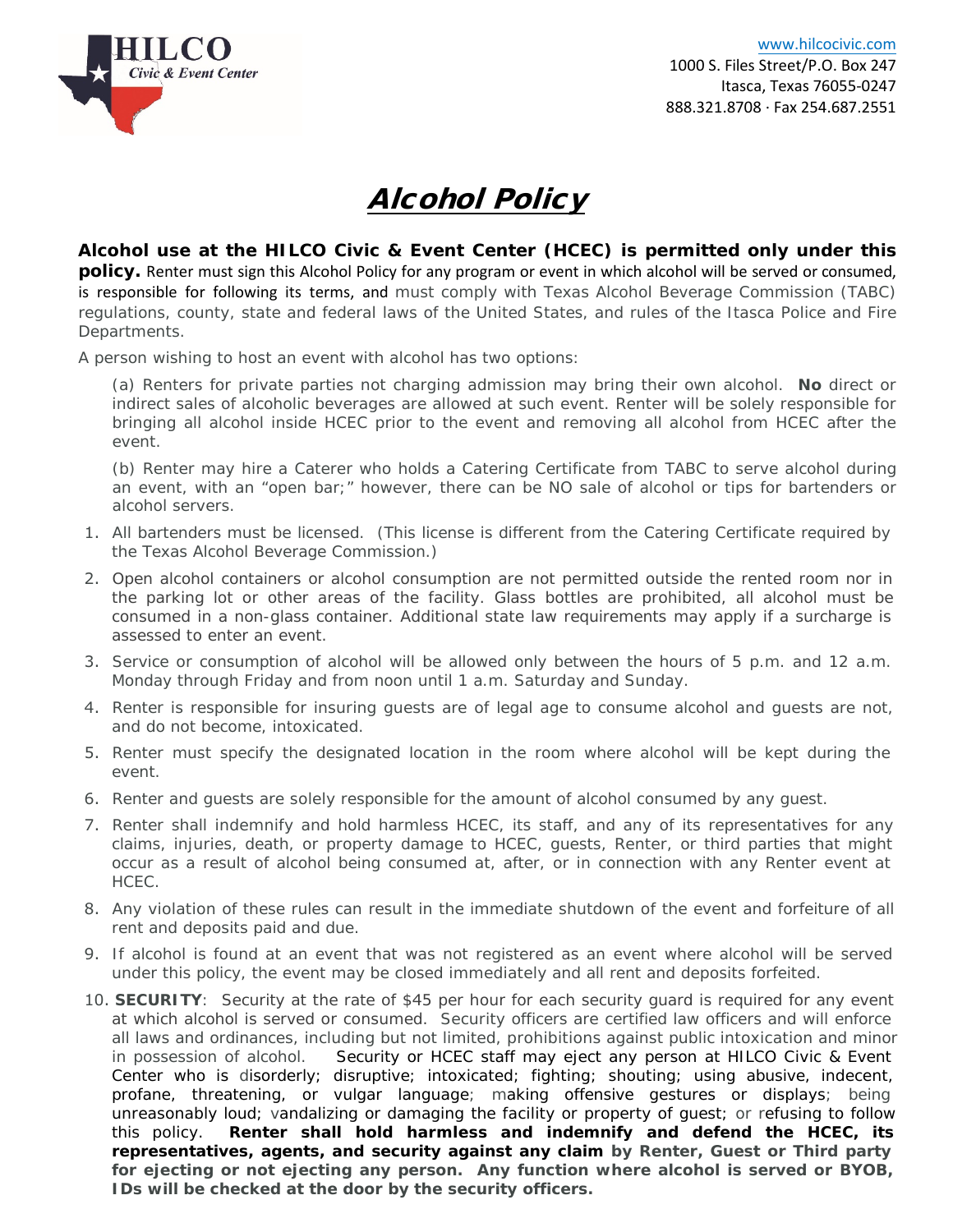HILCO Civic & Event Center

www.hilcocivic.com
1000 S. Files Street/P.O. Box 247
Itasca, Texas 76055-0247
888.321.8708 · Fax 254.687.2551

# ***Alcohol Policy***

**Alcohol use at the HILCO Civic & Event Center (HCEC) is permitted only under this policy.** Renter must sign this Alcohol Policy for any program or event in which alcohol will be served or consumed, is responsible for following its terms, and must comply with Texas Alcohol Beverage Commission (TABC) regulations, county, state and federal laws of the United States, and rules of the Itasca Police and Fire Departments.

A person wishing to host an event with alcohol has two options:

(a) Renters for private parties not charging admission may bring their own alcohol. **No** direct or indirect sales of alcoholic beverages are allowed at such event. Renter will be solely responsible for bringing all alcohol inside HCEC prior to the event and removing all alcohol from HCEC after the event.

(b) Renter may hire a Caterer who holds a Catering Certificate from TABC to serve alcohol during an event, with an "open bar;" however, there can be NO sale of alcohol or tips for bartenders or alcohol servers.

1. All bartenders must be licensed. (This license is different from the Catering Certificate required by the Texas Alcohol Beverage Commission.)
2. Open alcohol containers or alcohol consumption are not permitted outside the rented room nor in the parking lot or other areas of the facility. Glass bottles are prohibited, all alcohol must be consumed in a non-glass container. Additional state law requirements may apply if a surcharge is assessed to enter an event.
3. Service or consumption of alcohol will be allowed only between the hours of 5 p.m. and 12 a.m. Monday through Friday and from noon until 1 a.m. Saturday and Sunday.
4. Renter is responsible for insuring guests are of legal age to consume alcohol and guests are not, and do not become, intoxicated.
5. Renter must specify the designated location in the room where alcohol will be kept during the event.
6. Renter and guests are solely responsible for the amount of alcohol consumed by any guest.
7. Renter shall indemnify and hold harmless HCEC, its staff, and any of its representatives for any claims, injuries, death, or property damage to HCEC, guests, Renter, or third parties that might occur as a result of alcohol being consumed at, after, or in connection with any Renter event at HCEC.
8. Any violation of these rules can result in the immediate shutdown of the event and forfeiture of all rent and deposits paid and due.
9. If alcohol is found at an event that was not registered as an event where alcohol will be served under this policy, the event may be closed immediately and all rent and deposits forfeited.
10. **SECURITY**: Security at the rate of $45 per hour for each security guard is required for any event at which alcohol is served or consumed. Security officers are certified law officers and will enforce all laws and ordinances, including but not limited, prohibitions against public intoxication and minor in possession of alcohol. Security or HCEC staff may eject any person at HILCO Civic & Event Center who is disorderly; disruptive; intoxicated; fighting; shouting; using abusive, indecent, profane, threatening, or vulgar language; making offensive gestures or displays; being unreasonably loud; vandalizing or damaging the facility or property of guest; or refusing to follow this policy. **Renter shall hold harmless and indemnify and defend the HCEC, its representatives, agents, and security against any claim by Renter, Guest or Third party for ejecting or not ejecting any person. Any function where alcohol is served or BYOB, IDs will be checked at the door by the security officers.**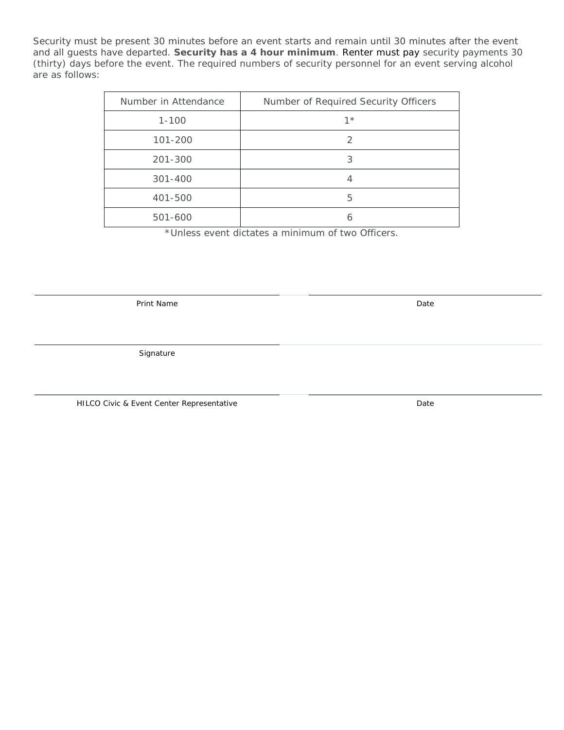Security must be present 30 minutes before an event starts and remain until 30 minutes after the event and all guests have departed. **Security has a 4 hour minimum**. Renter must pay security payments 30 (thirty) days before the event. The required numbers of security personnel for an event serving alcohol are as follows:

| Number in Attendance | Number of Required Security Officers |
|---|---|
| 1-100 | 1* |
| 101-200 | 2 |
| 201-300 | 3 |
| 301-400 | 4 |
| 401-500 | 5 |
| 501-600 | 6 |

*Unless event dictates a minimum of two Officers.

\_\_\_\_\_\_\_\_\_\_\_\_\_\_\_\_\_\_\_\_\_\_\_\_\_\_\_\_\_\_ \_\_\_\_\_\_\_\_\_\_\_\_\_\_\_\_\_\_\_\_\_\_\_\_\_\_\_\_\_\_

Print Name Date

\_\_\_\_\_\_\_\_\_\_\_\_\_\_\_\_\_\_\_\_\_\_\_\_\_\_\_\_\_\_

Signature

\_\_\_\_\_\_\_\_\_\_\_\_\_\_\_\_\_\_\_\_\_\_\_\_\_\_\_\_\_\_ \_\_\_\_\_\_\_\_\_\_\_\_\_\_\_\_\_\_\_\_\_\_\_\_\_\_\_\_\_\_

HILCO Civic & Event Center Representative Date